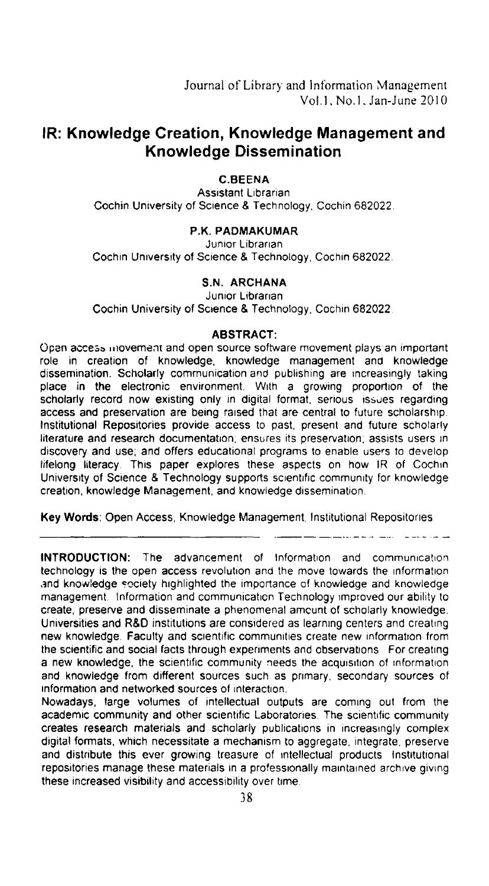# IR: Knowledge Creation, Knowledge Management and Knowledge Dissemination

**C.BEENA**
Assistant Librarian
Cochin University of Science & Technology, Cochin 682022.

**P.K. PADMAKUMAR**
Junior Librarian
Cochin University of Science & Technology, Cochin 682022.

**S.N. ARCHANA**
Junior Librarian
Cochin University of Science & Technology, Cochin 682022.

**ABSTRACT:**

Open access movement and open source software movement plays an important role in creation of knowledge, knowledge management and knowledge dissemination. Scholarly communication and publishing are increasingly taking place in the electronic environment. With a growing proportion of the scholarly record now existing only in digital format, serious issues regarding access and preservation are being raised that are central to future scholarship. Institutional Repositories provide access to past, present and future scholarly literature and research documentation; ensures its preservation; assists users in discovery and use; and offers educational programs to enable users to develop lifelong literacy. This paper explores these aspects on how IR of Cochin University of Science & Technology supports scientific community for knowledge creation, knowledge Management, and knowledge dissemination.

**Key Words**: Open Access, Knowledge Management, Institutional Repositories

---

**INTRODUCTION:** The advancement of Information and communication technology is the open access revolution and the move towards the information and knowledge society highlighted the importance of knowledge and knowledge management. Information and communication Technology improved our ability to create, preserve and disseminate a phenomenal amount of scholarly knowledge. Universities and R&D institutions are considered as learning centers and creating new knowledge. Faculty and scientific communities create new information from the scientific and social facts through experiments and observations. For creating a new knowledge, the scientific community needs the acquisition of information and knowledge from different sources such as primary, secondary sources of information and networked sources of interaction.

Nowadays, large volumes of intellectual outputs are coming out from the academic community and other scientific Laboratories. The scientific community creates research materials and scholarly publications in increasingly complex digital formats, which necessitate a mechanism to aggregate, integrate, preserve and distribute this ever growing treasure of intellectual products. Institutional repositories manage these materials in a professionally maintained archive giving these increased visibility and accessibility over time.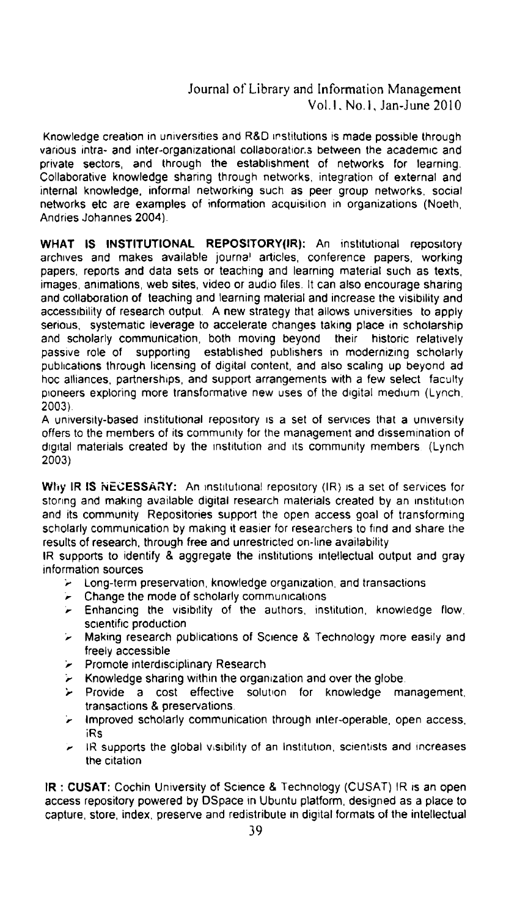Knowledge creation in universities and R&D institutions is made possible through various intra- and inter-organizational collaborations between the academic and private sectors, and through the establishment of networks for learning. Collaborative knowledge sharing through networks, integration of external and internal knowledge, informal networking such as peer group networks, social networks etc are examples of information acquisition in organizations (Noeth, Andries Johannes 2004).

**WHAT IS INSTITUTIONAL REPOSITORY(IR):** An institutional repository archives and makes available journal articles, conference papers, working papers, reports and data sets or teaching and learning material such as texts, images, animations, web sites, video or audio files. It can also encourage sharing and collaboration of teaching and learning material and increase the visibility and accessibility of research output. A new strategy that allows universities to apply serious, systematic leverage to accelerate changes taking place in scholarship and scholarly communication, both moving beyond their historic relatively passive role of supporting established publishers in modernizing scholarly publications through licensing of digital content, and also scaling up beyond ad hoc alliances, partnerships, and support arrangements with a few select faculty pioneers exploring more transformative new uses of the digital medium (Lynch, 2003).

A university-based institutional repository is a set of services that a university offers to the members of its community for the management and dissemination of digital materials created by the institution and its community members. (Lynch 2003)

**Why IR IS NECESSARY:** An institutional repository (IR) is a set of services for storing and making available digital research materials created by an institution and its community. Repositories support the open access goal of transforming scholarly communication by making it easier for researchers to find and share the results of research, through free and unrestricted on-line availability

IR supports to identify & aggregate the institutions intellectual output and gray information sources

- Long-term preservation, knowledge organization, and transactions
- Change the mode of scholarly communications
- Enhancing the visibility of the authors, institution, knowledge flow, scientific production
- Making research publications of Science & Technology more easily and freely accessible
- Promote interdisciplinary Research
- Knowledge sharing within the organization and over the globe.
- Provide a cost effective solution for knowledge management, transactions & preservations.
- Improved scholarly communication through inter-operable, open access, IRs
- IR supports the global visibility of an Institution, scientists and increases the citation

**IR : CUSAT:** Cochin University of Science & Technology (CUSAT) IR is an open access repository powered by DSpace in Ubuntu platform, designed as a place to capture, store, index, preserve and redistribute in digital formats of the intellectual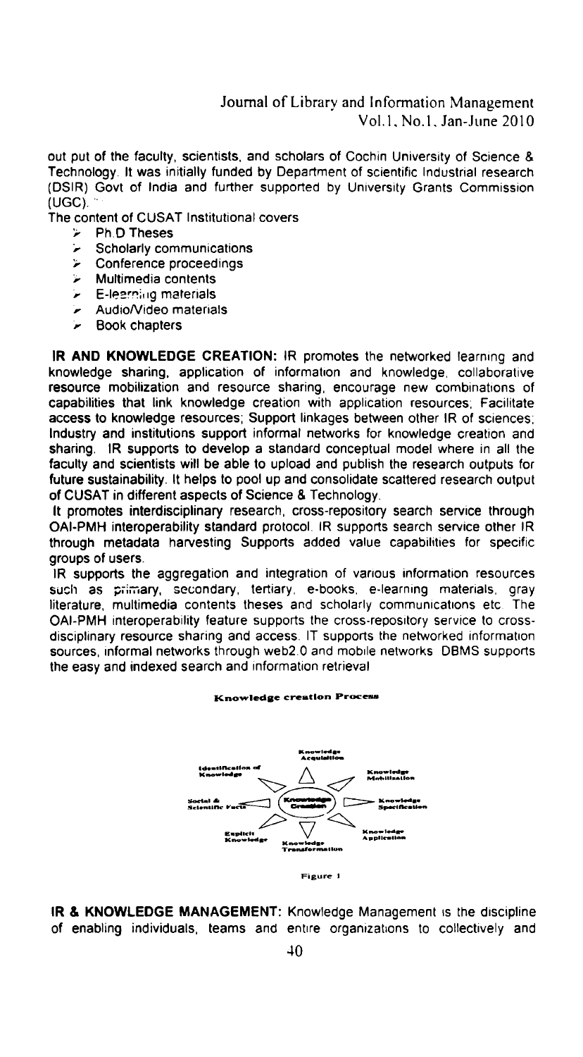out put of the faculty, scientists, and scholars of Cochin University of Science & Technology. It was initially funded by Department of scientific Industrial research (DSIR) Govt of India and further supported by University Grants Commission (UGC).

The content of CUSAT Institutional covers

- Ph.D Theses
- Scholarly communications
- Conference proceedings
- Multimedia contents
- E-learning materials
- Audio/Video materials
- Book chapters

**IR AND KNOWLEDGE CREATION:** IR promotes the networked learning and knowledge sharing, application of information and knowledge, collaborative resource mobilization and resource sharing, encourage new combinations of capabilities that link knowledge creation with application resources; Facilitate access to knowledge resources; Support linkages between other IR of sciences; Industry and institutions support informal networks for knowledge creation and sharing. IR supports to develop a standard conceptual model where in all the faculty and scientists will be able to upload and publish the research outputs for future sustainability. It helps to pool up and consolidate scattered research output of CUSAT in different aspects of Science & Technology.

It promotes interdisciplinary research, cross-repository search service through OAI-PMH interoperability standard protocol. IR supports search service other IR through metadata harvesting Supports added value capabilities for specific groups of users.

IR supports the aggregation and integration of various information resources such as primary, secondary, tertiary, e-books, e-learning materials, gray literature, multimedia contents theses and scholarly communications etc. The OAI-PMH interoperability feature supports the cross-repository service to cross-disciplinary resource sharing and access. IT supports the networked information sources, informal networks through web2.0 and mobile networks DBMS supports the easy and indexed search and information retrieval

**Knowledge creation Process**

Knowledge Acquisition; Knowledge Mobilisation; Knowledge Specification; Knowledge Application; Knowledge Transformation; Explicit Knowledge; Social & Scientific Facts; Identification of Knowledge; Knowledge Creation

Figure 1

**IR & KNOWLEDGE MANAGEMENT:** Knowledge Management is the discipline of enabling individuals, teams and entire organizations to collectively and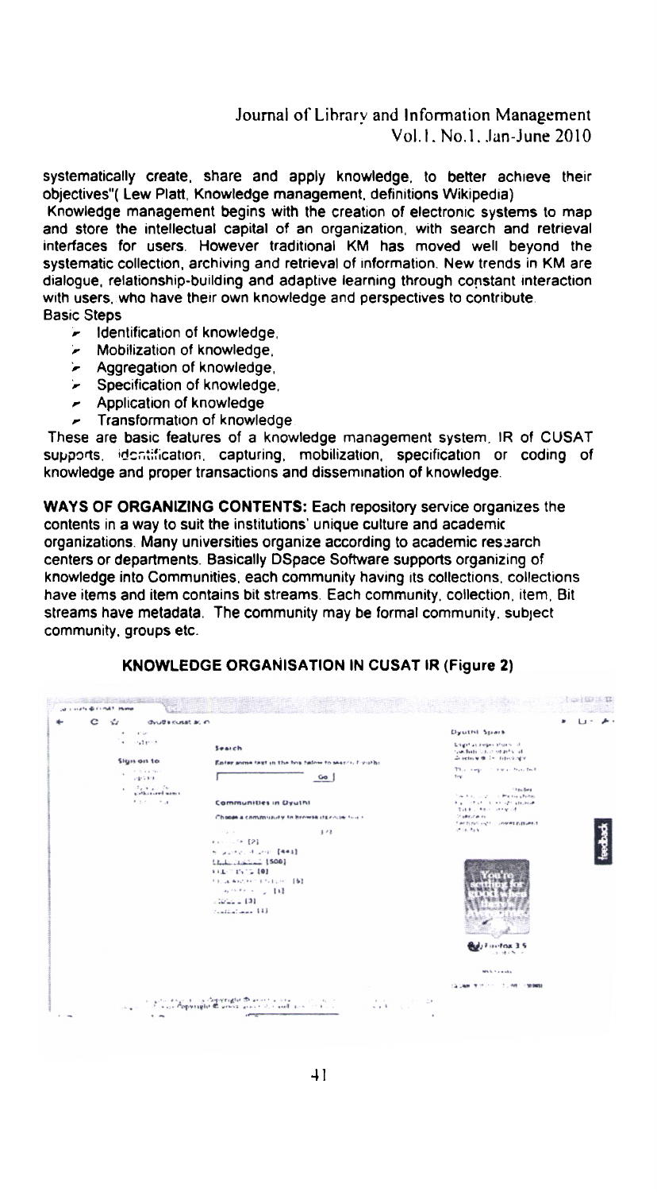systematically create, share and apply knowledge, to better achieve their objectives"( Lew Platt, Knowledge management, definitions Wikipedia)

Knowledge management begins with the creation of electronic systems to map and store the intellectual capital of an organization, with search and retrieval interfaces for users. However traditional KM has moved well beyond the systematic collection, archiving and retrieval of information. New trends in KM are dialogue, relationship-building and adaptive learning through constant interaction with users, who have their own knowledge and perspectives to contribute.

Basic Steps

- Identification of knowledge,
- Mobilization of knowledge,
- Aggregation of knowledge,
- Specification of knowledge,
- Application of knowledge
- Transformation of knowledge

These are basic features of a knowledge management system. IR of CUSAT supports, identification, capturing, mobilization, specification or coding of knowledge and proper transactions and dissemination of knowledge.

**WAYS OF ORGANIZING CONTENTS:** Each repository service organizes the contents in a way to suit the institutions' unique culture and academic organizations. Many universities organize according to academic research centers or departments. Basically DSpace Software supports organizing of knowledge into Communities, each community having its collections, collections have items and item contains bit streams. Each community, collection, item, Bit streams have metadata. The community may be formal community, subject community, groups etc.

**KNOWLEDGE ORGANISATION IN CUSAT IR (Figure 2)**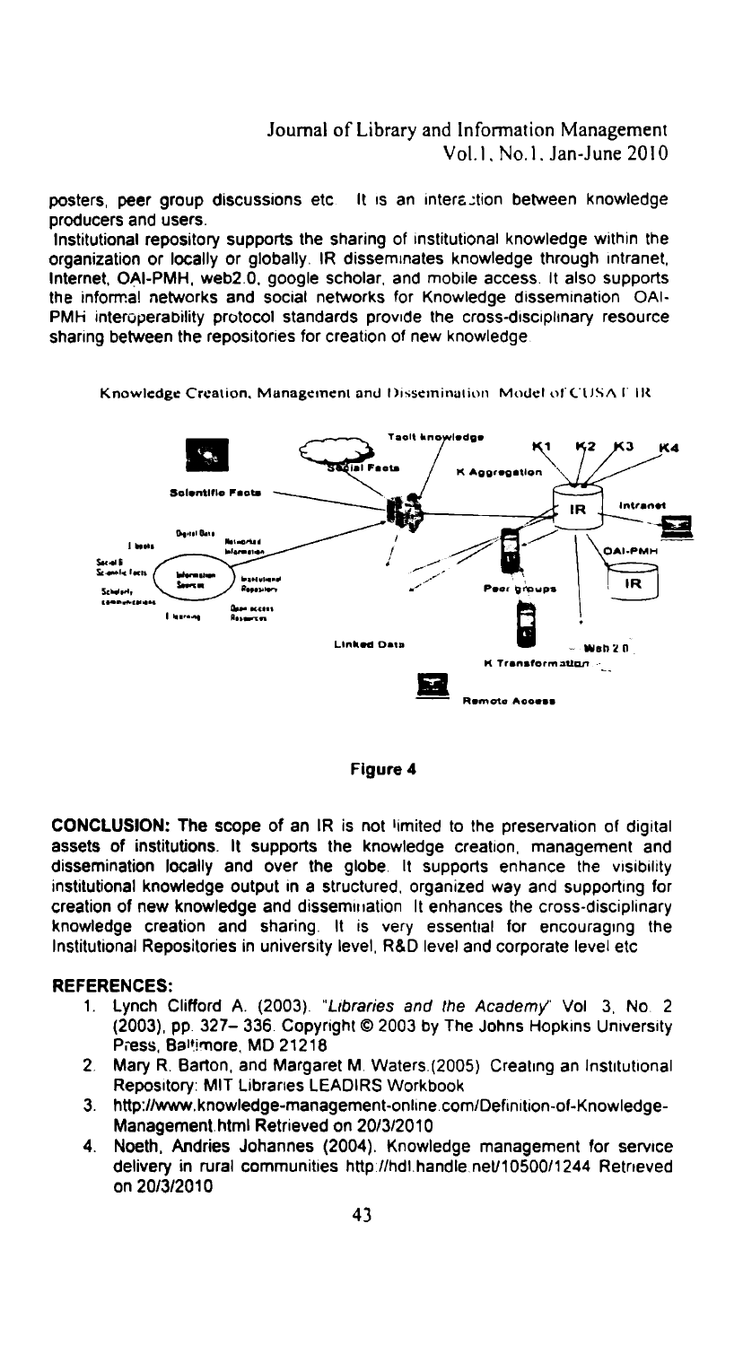posters, peer group discussions etc. It is an interaction between knowledge producers and users.

Institutional repository supports the sharing of institutional knowledge within the organization or locally or globally. IR disseminates knowledge through intranet, Internet, OAI-PMH, web2.0, google scholar, and mobile access. It also supports the informal networks and social networks for Knowledge dissemination. OAI-PMH interoperability protocol standards provide the cross-disciplinary resource sharing between the repositories for creation of new knowledge.

Knowledge Creation, Management and Dissemination Model of CUSAT IR

Figure 4

**CONCLUSION:** The scope of an IR is not limited to the preservation of digital assets of institutions. It supports the knowledge creation, management and dissemination locally and over the globe. It supports enhance the visibility institutional knowledge output in a structured, organized way and supporting for creation of new knowledge and dissemination. It enhances the cross-disciplinary knowledge creation and sharing. It is very essential for encouraging the Institutional Repositories in university level, R&D level and corporate level etc

**REFERENCES:**

1. Lynch Clifford A. (2003). *"Libraries and the Academy"* Vol 3, No. 2 (2003), pp. 327– 336. Copyright © 2003 by The Johns Hopkins University Press, Baltimore, MD 21218
2. Mary R. Barton, and Margaret M. Waters.(2005) Creating an Institutional Repository: MIT Libraries LEADIRS Workbook
3. http://www.knowledge-management-online.com/Definition-of-Knowledge-Management.html Retrieved on 20/3/2010
4. Noeth, Andries Johannes (2004). Knowledge management for service delivery in rural communities http://hdl.handle.net/10500/1244 Retrieved on 20/3/2010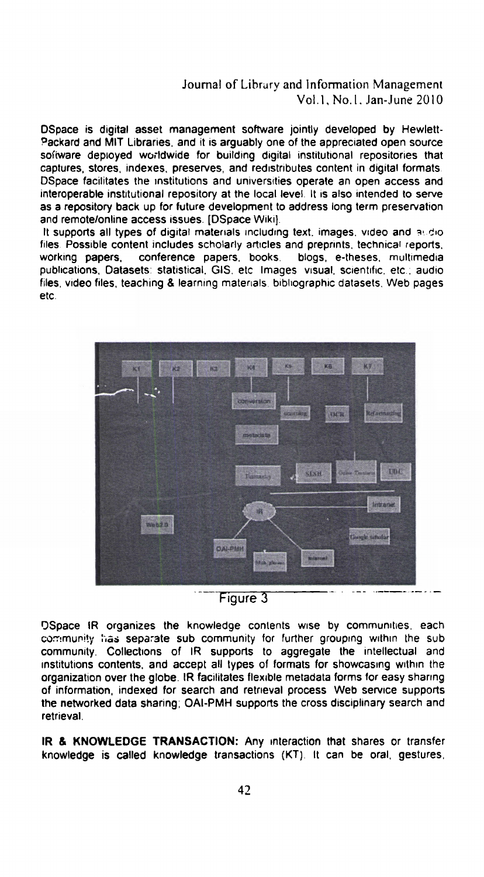DSpace is digital asset management software jointly developed by Hewlett-Packard and MIT Libraries, and it is arguably one of the appreciated open source software deployed worldwide for building digital institutional repositories that captures, stores, indexes, preserves, and redistributes content in digital formats. DSpace facilitates the institutions and universities operate an open access and interoperable institutional repository at the local level. It is also intended to serve as a repository back up for future development to address long term preservation and remote/online access issues. [DSpace Wiki].

It supports all types of digital materials including text, images, video and audio files. Possible content includes scholarly articles and preprints, technical reports, working papers, conference papers, books, blogs, e-theses, multimedia publications, Datasets: statistical, GIS, etc Images visual, scientific, etc.; audio files, video files, teaching & learning materials, bibliographic datasets, Web pages etc.

Figure 3

DSpace IR organizes the knowledge contents wise by communities, each community has separate sub community for further grouping within the sub community. Collections of IR supports to aggregate the intellectual and institutions contents, and accept all types of formats for showcasing within the organization over the globe. IR facilitates flexible metadata forms for easy sharing of information, indexed for search and retrieval process. Web service supports the networked data sharing; OAI-PMH supports the cross disciplinary search and retrieval.

**IR & KNOWLEDGE TRANSACTION:** Any interaction that shares or transfer knowledge is called knowledge transactions (KT). It can be oral, gestures,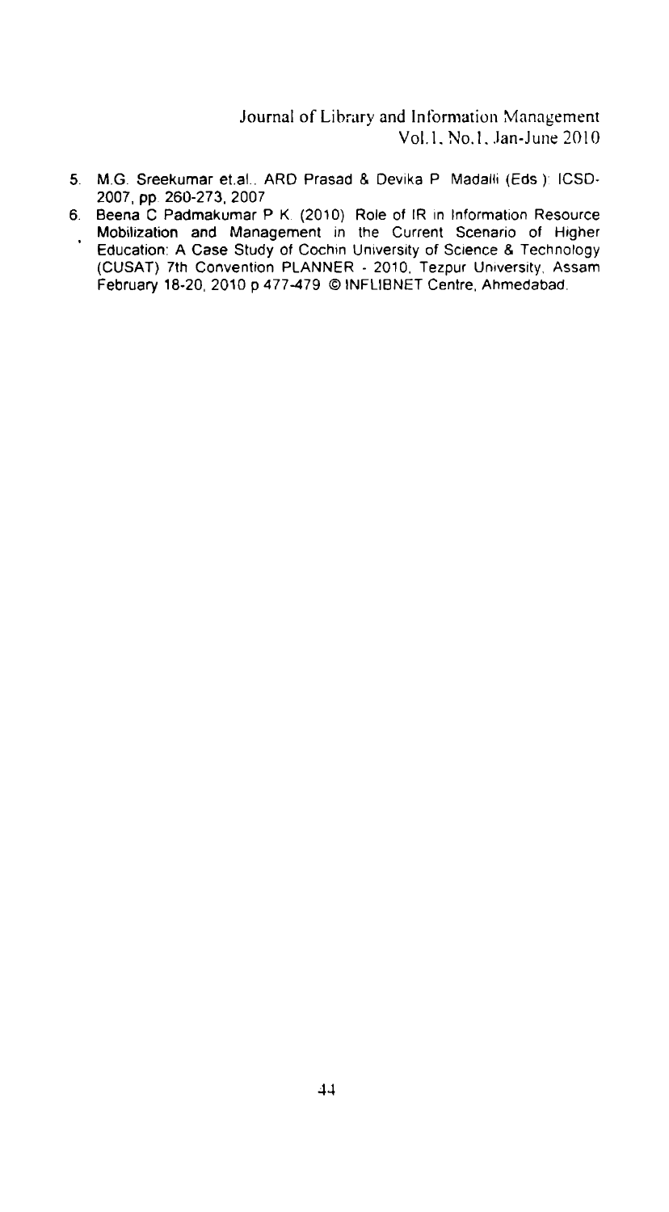5. M.G. Sreekumar et.al.. ARD Prasad & Devika P Madalli (Eds ): ICSD-2007, pp. 260-273, 2007
6. Beena C Padmakumar P K. (2010) Role of IR in Information Resource Mobilization and Management in the Current Scenario of Higher Education: A Case Study of Cochin University of Science & Technology (CUSAT) 7th Convention PLANNER - 2010, Tezpur University, Assam February 18-20, 2010 p 477-479 © INFLIBNET Centre, Ahmedabad.